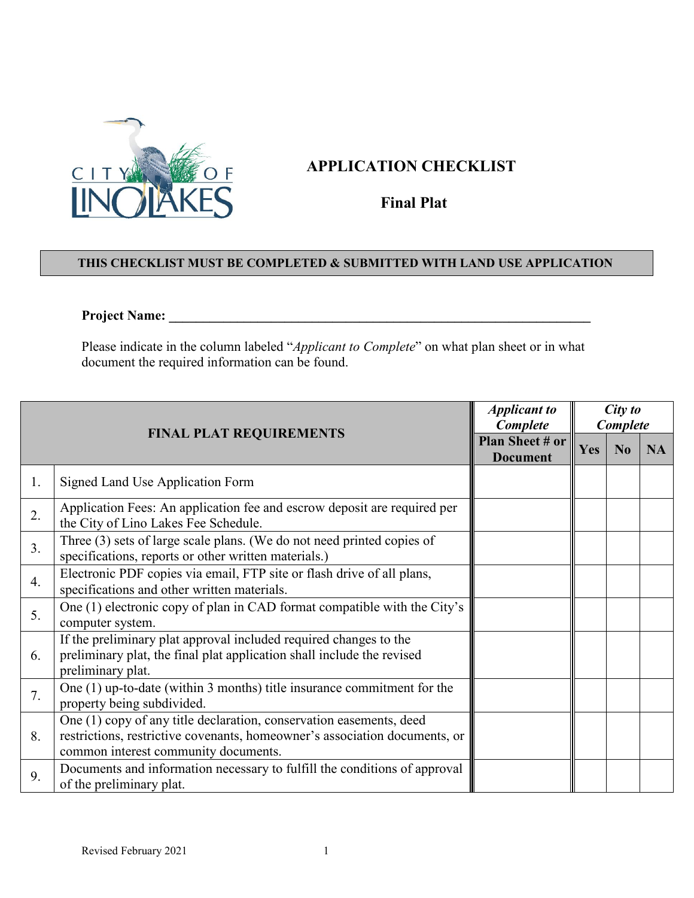# APPLICATION CHECKLIST

## Final Plat

**THIS CHECKLIST MUST BE COMPLETED & SUBMITTED WITH LAND USE APPLICATION**

**Project Name:** ___________________________________________________________________

Please indicate in the column labeled "*Applicant to Complete*" on what plan sheet or in what document the required information can be found.

| | **FINAL PLAT REQUIREMENTS** | ***Applicant to Complete*** | ***City to Complete*** | | |
|---|---|---|---|---|---|
| | | **Plan Sheet # or Document** | **Yes** | **No** | **NA** |
| 1. | Signed Land Use Application Form | | | | |
| 2. | Application Fees: An application fee and escrow deposit are required per the City of Lino Lakes Fee Schedule. | | | | |
| 3. | Three (3) sets of large scale plans. (We do not need printed copies of specifications, reports or other written materials.) | | | | |
| 4. | Electronic PDF copies via email, FTP site or flash drive of all plans, specifications and other written materials. | | | | |
| 5. | One (1) electronic copy of plan in CAD format compatible with the City's computer system. | | | | |
| 6. | If the preliminary plat approval included required changes to the preliminary plat, the final plat application shall include the revised preliminary plat. | | | | |
| 7. | One (1) up-to-date (within 3 months) title insurance commitment for the property being subdivided. | | | | |
| 8. | One (1) copy of any title declaration, conservation easements, deed restrictions, restrictive covenants, homeowner's association documents, or common interest community documents. | | | | |
| 9. | Documents and information necessary to fulfill the conditions of approval of the preliminary plat. | | | | |

Revised February 2021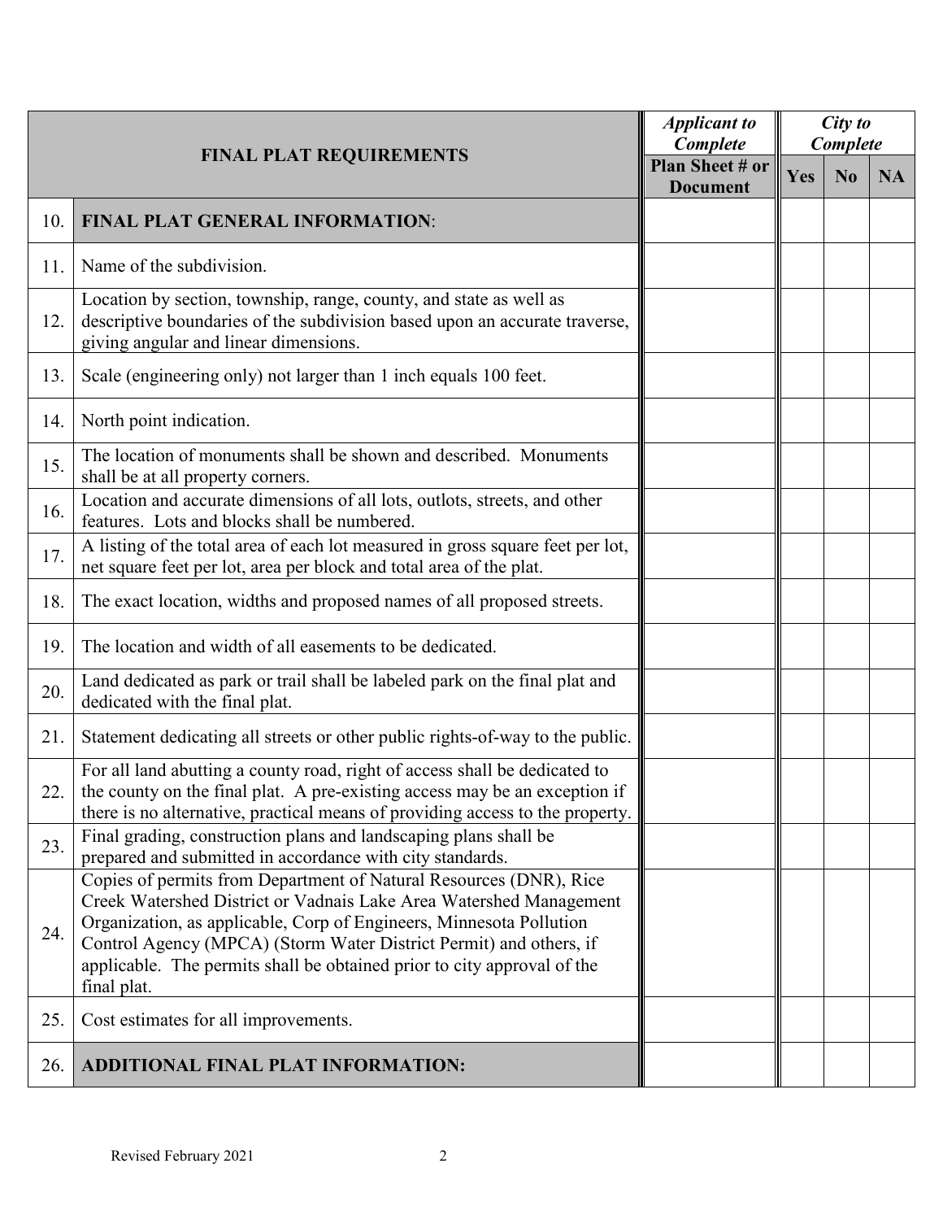| | FINAL PLAT REQUIREMENTS | *Applicant to Complete* | *City to Complete* | | |
|---|---|---|---|---|---|
| | | **Plan Sheet # or Document** | **Yes** | **No** | **NA** |
| 10. | **FINAL PLAT GENERAL INFORMATION**: | | | | |
| 11. | Name of the subdivision. | | | | |
| 12. | Location by section, township, range, county, and state as well as descriptive boundaries of the subdivision based upon an accurate traverse, giving angular and linear dimensions. | | | | |
| 13. | Scale (engineering only) not larger than 1 inch equals 100 feet. | | | | |
| 14. | North point indication. | | | | |
| 15. | The location of monuments shall be shown and described. Monuments shall be at all property corners. | | | | |
| 16. | Location and accurate dimensions of all lots, outlots, streets, and other features. Lots and blocks shall be numbered. | | | | |
| 17. | A listing of the total area of each lot measured in gross square feet per lot, net square feet per lot, area per block and total area of the plat. | | | | |
| 18. | The exact location, widths and proposed names of all proposed streets. | | | | |
| 19. | The location and width of all easements to be dedicated. | | | | |
| 20. | Land dedicated as park or trail shall be labeled park on the final plat and dedicated with the final plat. | | | | |
| 21. | Statement dedicating all streets or other public rights-of-way to the public. | | | | |
| 22. | For all land abutting a county road, right of access shall be dedicated to the county on the final plat. A pre-existing access may be an exception if there is no alternative, practical means of providing access to the property. | | | | |
| 23. | Final grading, construction plans and landscaping plans shall be prepared and submitted in accordance with city standards. | | | | |
| 24. | Copies of permits from Department of Natural Resources (DNR), Rice Creek Watershed District or Vadnais Lake Area Watershed Management Organization, as applicable, Corp of Engineers, Minnesota Pollution Control Agency (MPCA) (Storm Water District Permit) and others, if applicable. The permits shall be obtained prior to city approval of the final plat. | | | | |
| 25. | Cost estimates for all improvements. | | | | |
| 26. | **ADDITIONAL FINAL PLAT INFORMATION:** | | | | |

Revised February 2021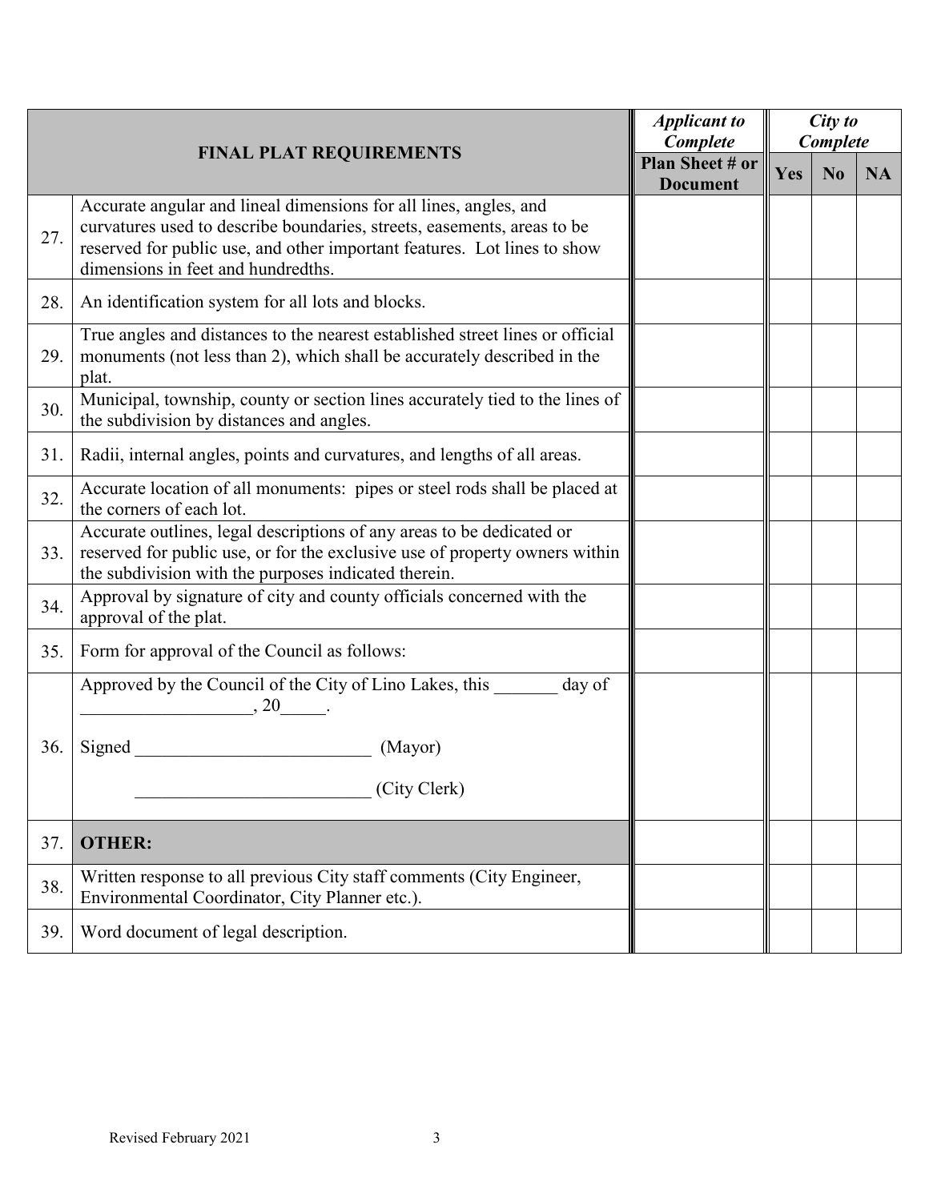| | FINAL PLAT REQUIREMENTS | *Applicant to Complete* | *City to Complete* | | |
|---|---|---|---|---|---|
| | | **Plan Sheet # or Document** | **Yes** | **No** | **NA** |
| 27. | Accurate angular and lineal dimensions for all lines, angles, and curvatures used to describe boundaries, streets, easements, areas to be reserved for public use, and other important features. Lot lines to show dimensions in feet and hundredths. | | | | |
| 28. | An identification system for all lots and blocks. | | | | |
| 29. | True angles and distances to the nearest established street lines or official monuments (not less than 2), which shall be accurately described in the plat. | | | | |
| 30. | Municipal, township, county or section lines accurately tied to the lines of the subdivision by distances and angles. | | | | |
| 31. | Radii, internal angles, points and curvatures, and lengths of all areas. | | | | |
| 32. | Accurate location of all monuments: pipes or steel rods shall be placed at the corners of each lot. | | | | |
| 33. | Accurate outlines, legal descriptions of any areas to be dedicated or reserved for public use, or for the exclusive use of property owners within the subdivision with the purposes indicated therein. | | | | |
| 34. | Approval by signature of city and county officials concerned with the approval of the plat. | | | | |
| 35. | Form for approval of the Council as follows: | | | | |
| 36. | Approved by the Council of the City of Lino Lakes, this _______ day of ___________________, 20_____.<br><br>Signed __________________________ (Mayor)<br><br>__________________________ (City Clerk) | | | | |
| 37. | **OTHER:** | | | | |
| 38. | Written response to all previous City staff comments (City Engineer, Environmental Coordinator, City Planner etc.). | | | | |
| 39. | Word document of legal description. | | | | |

Revised February 2021